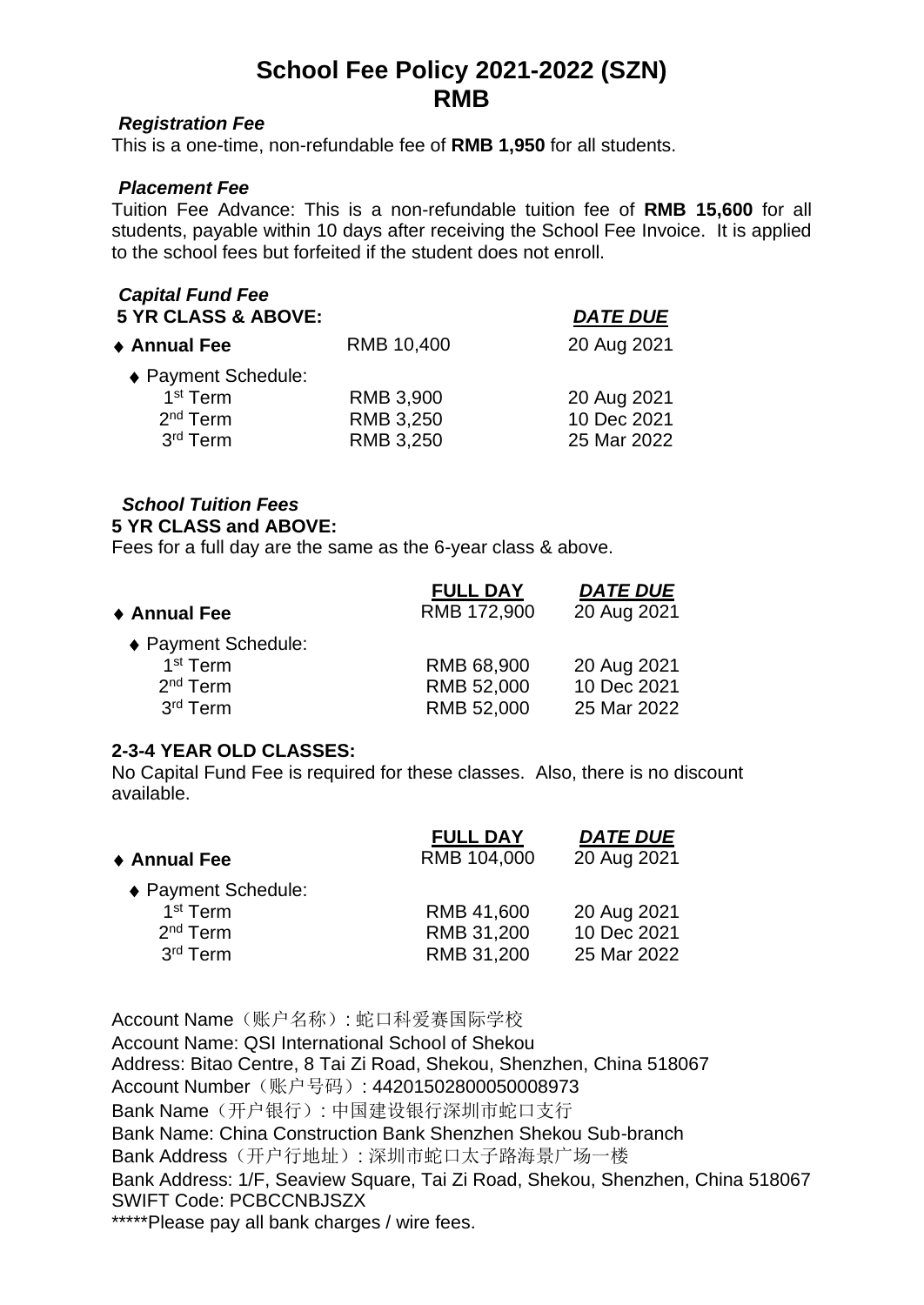# School Fee Policy 2021-2022 (SZN)
# RMB

***Registration Fee***

This is a one-time, non-refundable fee of **RMB 1,950** for all students.

***Placement Fee***

Tuition Fee Advance: This is a non-refundable tuition fee of **RMB 15,600** for all students, payable within 10 days after receiving the School Fee Invoice. It is applied to the school fees but forfeited if the student does not enroll.

***Capital Fund Fee***

**5 YR CLASS & ABOVE:**

| | | ***DATE DUE*** |
|---|---|---|
| ♦ **Annual Fee** | RMB 10,400 | 20 Aug 2021 |
| ♦ Payment Schedule: | | |
| 1st Term | RMB 3,900 | 20 Aug 2021 |
| 2nd Term | RMB 3,250 | 10 Dec 2021 |
| 3rd Term | RMB 3,250 | 25 Mar 2022 |

***School Tuition Fees***

**5 YR CLASS and ABOVE:**

Fees for a full day are the same as the 6-year class & above.

| | **FULL DAY** | ***DATE DUE*** |
|---|---|---|
| ♦ **Annual Fee** | RMB 172,900 | 20 Aug 2021 |
| ♦ Payment Schedule: | | |
| 1st Term | RMB 68,900 | 20 Aug 2021 |
| 2nd Term | RMB 52,000 | 10 Dec 2021 |
| 3rd Term | RMB 52,000 | 25 Mar 2022 |

**2-3-4 YEAR OLD CLASSES:**

No Capital Fund Fee is required for these classes. Also, there is no discount available.

| | **FULL DAY** | ***DATE DUE*** |
|---|---|---|
| ♦ **Annual Fee** | RMB 104,000 | 20 Aug 2021 |
| ♦ Payment Schedule: | | |
| 1st Term | RMB 41,600 | 20 Aug 2021 |
| 2nd Term | RMB 31,200 | 10 Dec 2021 |
| 3rd Term | RMB 31,200 | 25 Mar 2022 |

Account Name（账户名称）: 蛇口科爱赛国际学校
Account Name: QSI International School of Shekou
Address: Bitao Centre, 8 Tai Zi Road, Shekou, Shenzhen, China 518067
Account Number（账户号码）: 44201502800050008973
Bank Name（开户银行）: 中国建设银行深圳市蛇口支行
Bank Name: China Construction Bank Shenzhen Shekou Sub-branch
Bank Address（开户行地址）: 深圳市蛇口太子路海景广场一楼
Bank Address: 1/F, Seaview Square, Tai Zi Road, Shekou, Shenzhen, China 518067
SWIFT Code: PCBCCNBJSZX
*****Please pay all bank charges / wire fees.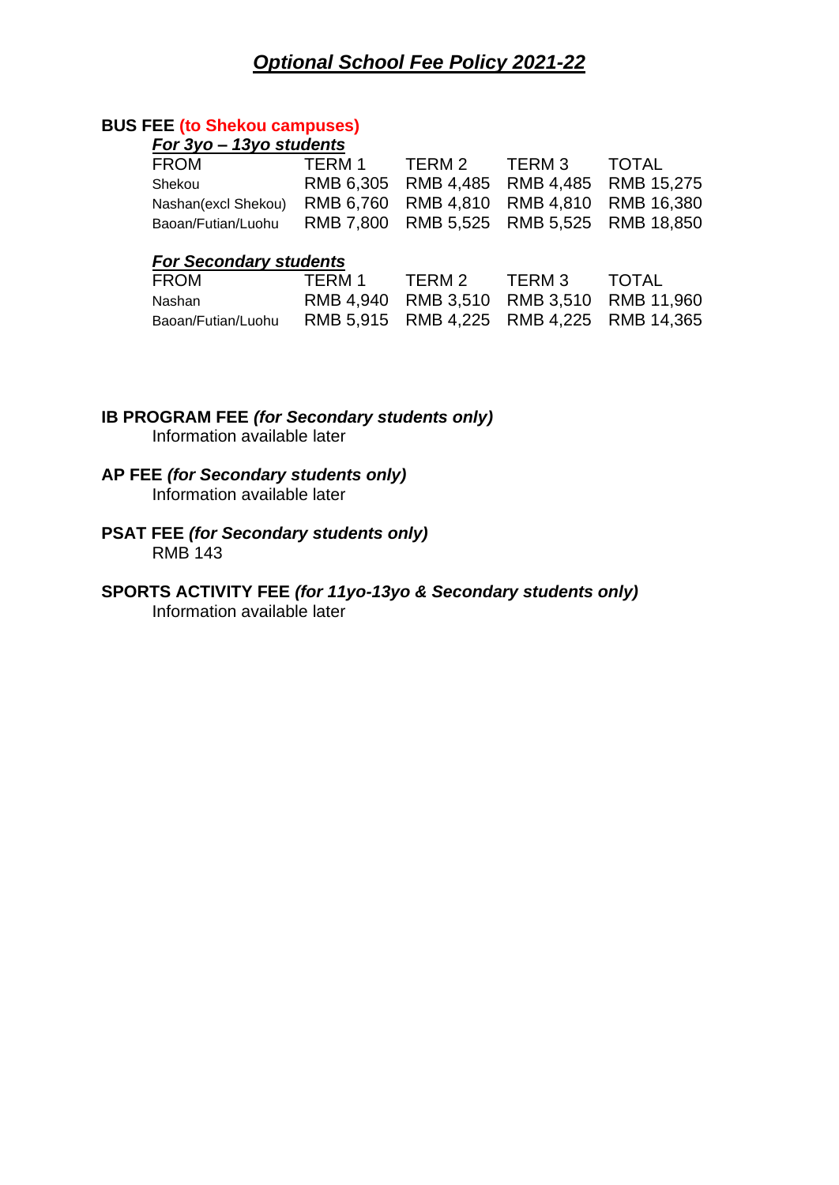# *Optional School Fee Policy 2021-22*

## BUS FEE (to Shekou campuses)

***For 3yo – 13yo students***

| FROM | TERM 1 | TERM 2 | TERM 3 | TOTAL |
|---|---|---|---|---|
| Shekou | RMB 6,305 | RMB 4,485 | RMB 4,485 | RMB 15,275 |
| Nashan(excl Shekou) | RMB 6,760 | RMB 4,810 | RMB 4,810 | RMB 16,380 |
| Baoan/Futian/Luohu | RMB 7,800 | RMB 5,525 | RMB 5,525 | RMB 18,850 |

***For Secondary students***

| FROM | TERM 1 | TERM 2 | TERM 3 | TOTAL |
|---|---|---|---|---|
| Nashan | RMB 4,940 | RMB 3,510 | RMB 3,510 | RMB 11,960 |
| Baoan/Futian/Luohu | RMB 5,915 | RMB 4,225 | RMB 4,225 | RMB 14,365 |

**IB PROGRAM FEE *(for Secondary students only)***

Information available later

**AP FEE *(for Secondary students only)***

Information available later

**PSAT FEE *(for Secondary students only)***

RMB 143

**SPORTS ACTIVITY FEE *(for 11yo-13yo & Secondary students only)***

Information available later